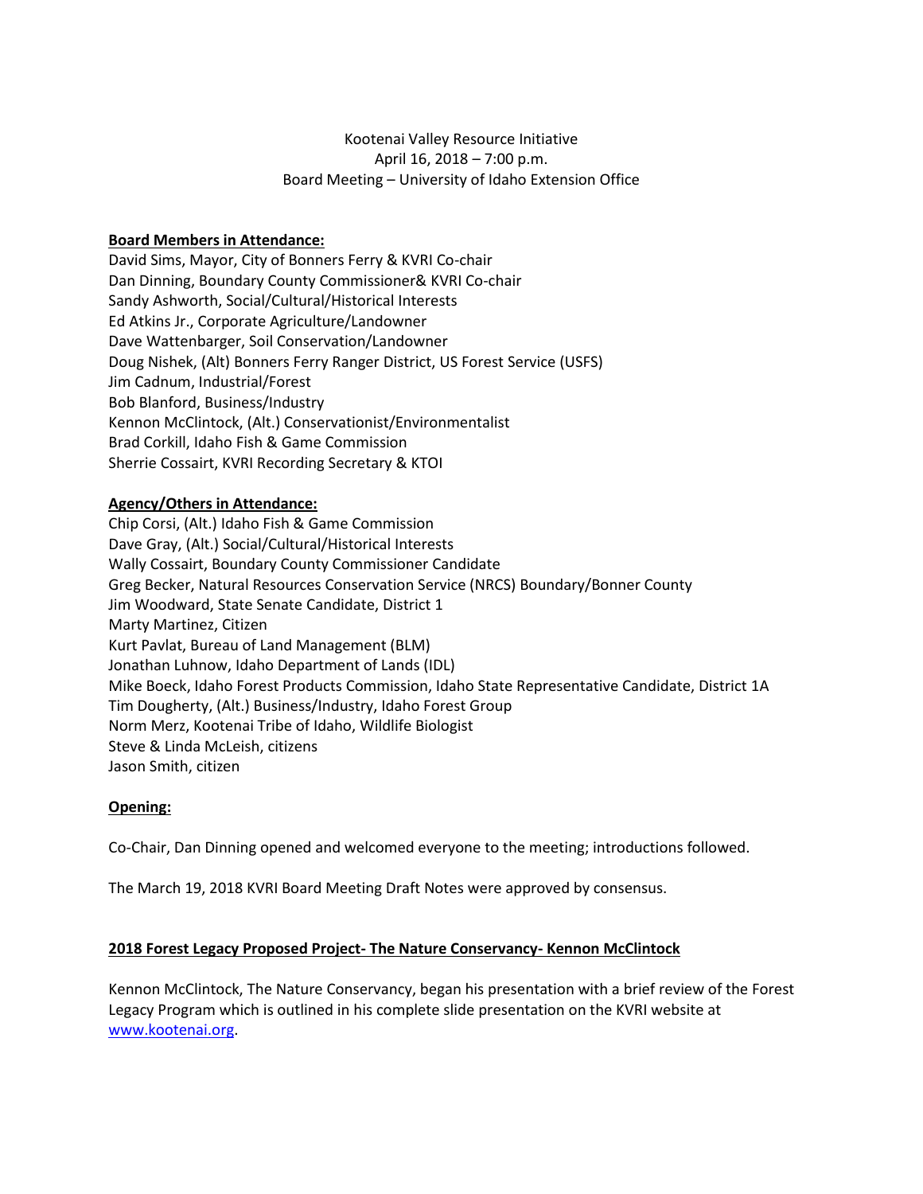Kootenai Valley Resource Initiative
April 16, 2018 – 7:00 p.m.
Board Meeting – University of Idaho Extension Office

**Board Members in Attendance:**

David Sims, Mayor, City of Bonners Ferry & KVRI Co-chair
Dan Dinning, Boundary County Commissioner& KVRI Co-chair
Sandy Ashworth, Social/Cultural/Historical Interests
Ed Atkins Jr., Corporate Agriculture/Landowner
Dave Wattenbarger, Soil Conservation/Landowner
Doug Nishek, (Alt) Bonners Ferry Ranger District, US Forest Service (USFS)
Jim Cadnum, Industrial/Forest
Bob Blanford, Business/Industry
Kennon McClintock, (Alt.) Conservationist/Environmentalist
Brad Corkill, Idaho Fish & Game Commission
Sherrie Cossairt, KVRI Recording Secretary & KTOI

**Agency/Others in Attendance:**

Chip Corsi, (Alt.) Idaho Fish & Game Commission
Dave Gray, (Alt.) Social/Cultural/Historical Interests
Wally Cossairt, Boundary County Commissioner Candidate
Greg Becker, Natural Resources Conservation Service (NRCS) Boundary/Bonner County
Jim Woodward, State Senate Candidate, District 1
Marty Martinez, Citizen
Kurt Pavlat, Bureau of Land Management (BLM)
Jonathan Luhnow, Idaho Department of Lands (IDL)
Mike Boeck, Idaho Forest Products Commission, Idaho State Representative Candidate, District 1A
Tim Dougherty, (Alt.) Business/Industry, Idaho Forest Group
Norm Merz, Kootenai Tribe of Idaho, Wildlife Biologist
Steve & Linda McLeish, citizens
Jason Smith, citizen

**Opening:**

Co-Chair, Dan Dinning opened and welcomed everyone to the meeting; introductions followed.

The March 19, 2018 KVRI Board Meeting Draft Notes were approved by consensus.

**2018 Forest Legacy Proposed Project- The Nature Conservancy- Kennon McClintock**

Kennon McClintock, The Nature Conservancy, began his presentation with a brief review of the Forest Legacy Program which is outlined in his complete slide presentation on the KVRI website at www.kootenai.org.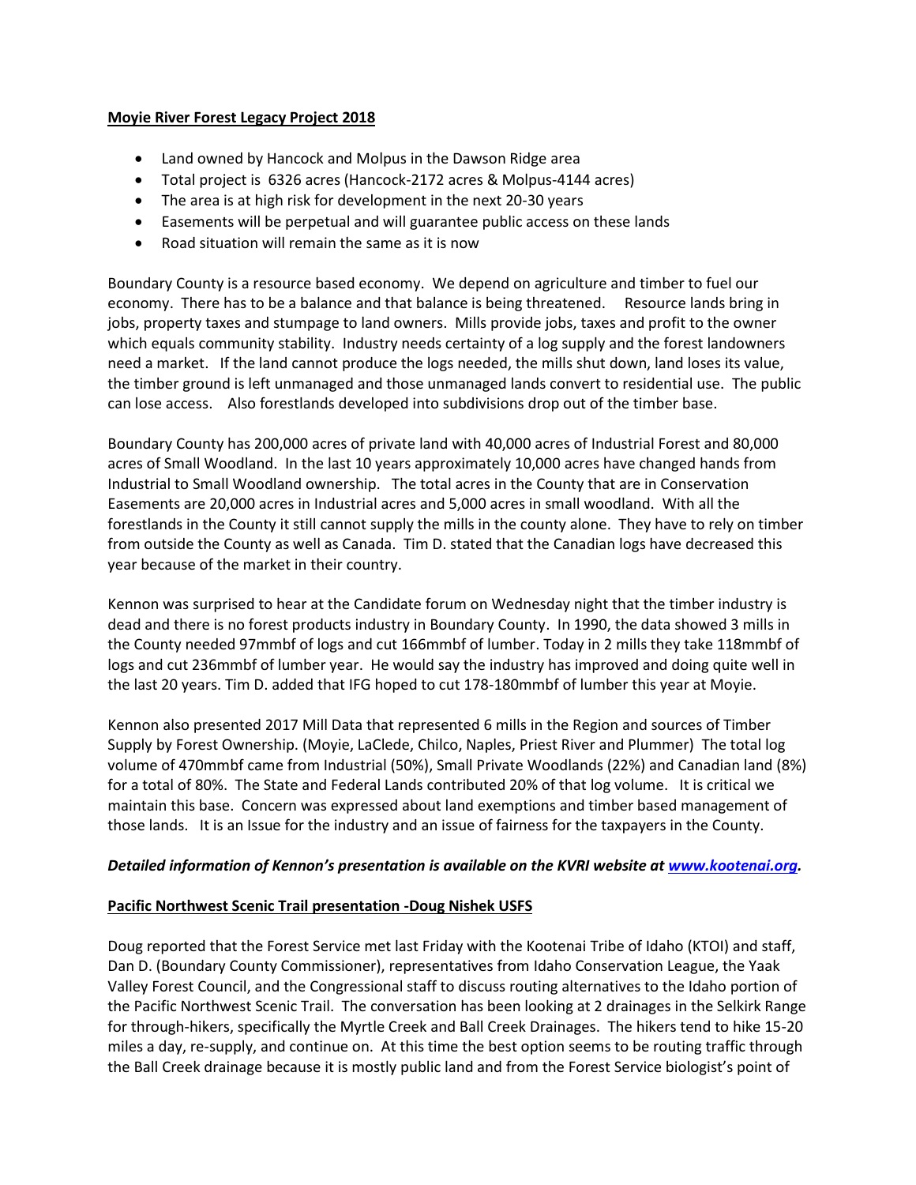**Moyie River Forest Legacy Project 2018**

- Land owned by Hancock and Molpus in the Dawson Ridge area
- Total project is 6326 acres (Hancock-2172 acres & Molpus-4144 acres)
- The area is at high risk for development in the next 20-30 years
- Easements will be perpetual and will guarantee public access on these lands
- Road situation will remain the same as it is now

Boundary County is a resource based economy. We depend on agriculture and timber to fuel our economy. There has to be a balance and that balance is being threatened. Resource lands bring in jobs, property taxes and stumpage to land owners. Mills provide jobs, taxes and profit to the owner which equals community stability. Industry needs certainty of a log supply and the forest landowners need a market. If the land cannot produce the logs needed, the mills shut down, land loses its value, the timber ground is left unmanaged and those unmanaged lands convert to residential use. The public can lose access. Also forestlands developed into subdivisions drop out of the timber base.

Boundary County has 200,000 acres of private land with 40,000 acres of Industrial Forest and 80,000 acres of Small Woodland. In the last 10 years approximately 10,000 acres have changed hands from Industrial to Small Woodland ownership. The total acres in the County that are in Conservation Easements are 20,000 acres in Industrial acres and 5,000 acres in small woodland. With all the forestlands in the County it still cannot supply the mills in the county alone. They have to rely on timber from outside the County as well as Canada. Tim D. stated that the Canadian logs have decreased this year because of the market in their country.

Kennon was surprised to hear at the Candidate forum on Wednesday night that the timber industry is dead and there is no forest products industry in Boundary County. In 1990, the data showed 3 mills in the County needed 97mmbf of logs and cut 166mmbf of lumber. Today in 2 mills they take 118mmbf of logs and cut 236mmbf of lumber year. He would say the industry has improved and doing quite well in the last 20 years. Tim D. added that IFG hoped to cut 178-180mmbf of lumber this year at Moyie.

Kennon also presented 2017 Mill Data that represented 6 mills in the Region and sources of Timber Supply by Forest Ownership. (Moyie, LaClede, Chilco, Naples, Priest River and Plummer) The total log volume of 470mmbf came from Industrial (50%), Small Private Woodlands (22%) and Canadian land (8%) for a total of 80%. The State and Federal Lands contributed 20% of that log volume. It is critical we maintain this base. Concern was expressed about land exemptions and timber based management of those lands. It is an Issue for the industry and an issue of fairness for the taxpayers in the County.

***Detailed information of Kennon's presentation is available on the KVRI website at www.kootenai.org.***

**Pacific Northwest Scenic Trail presentation -Doug Nishek USFS**

Doug reported that the Forest Service met last Friday with the Kootenai Tribe of Idaho (KTOI) and staff, Dan D. (Boundary County Commissioner), representatives from Idaho Conservation League, the Yaak Valley Forest Council, and the Congressional staff to discuss routing alternatives to the Idaho portion of the Pacific Northwest Scenic Trail. The conversation has been looking at 2 drainages in the Selkirk Range for through-hikers, specifically the Myrtle Creek and Ball Creek Drainages. The hikers tend to hike 15-20 miles a day, re-supply, and continue on. At this time the best option seems to be routing traffic through the Ball Creek drainage because it is mostly public land and from the Forest Service biologist's point of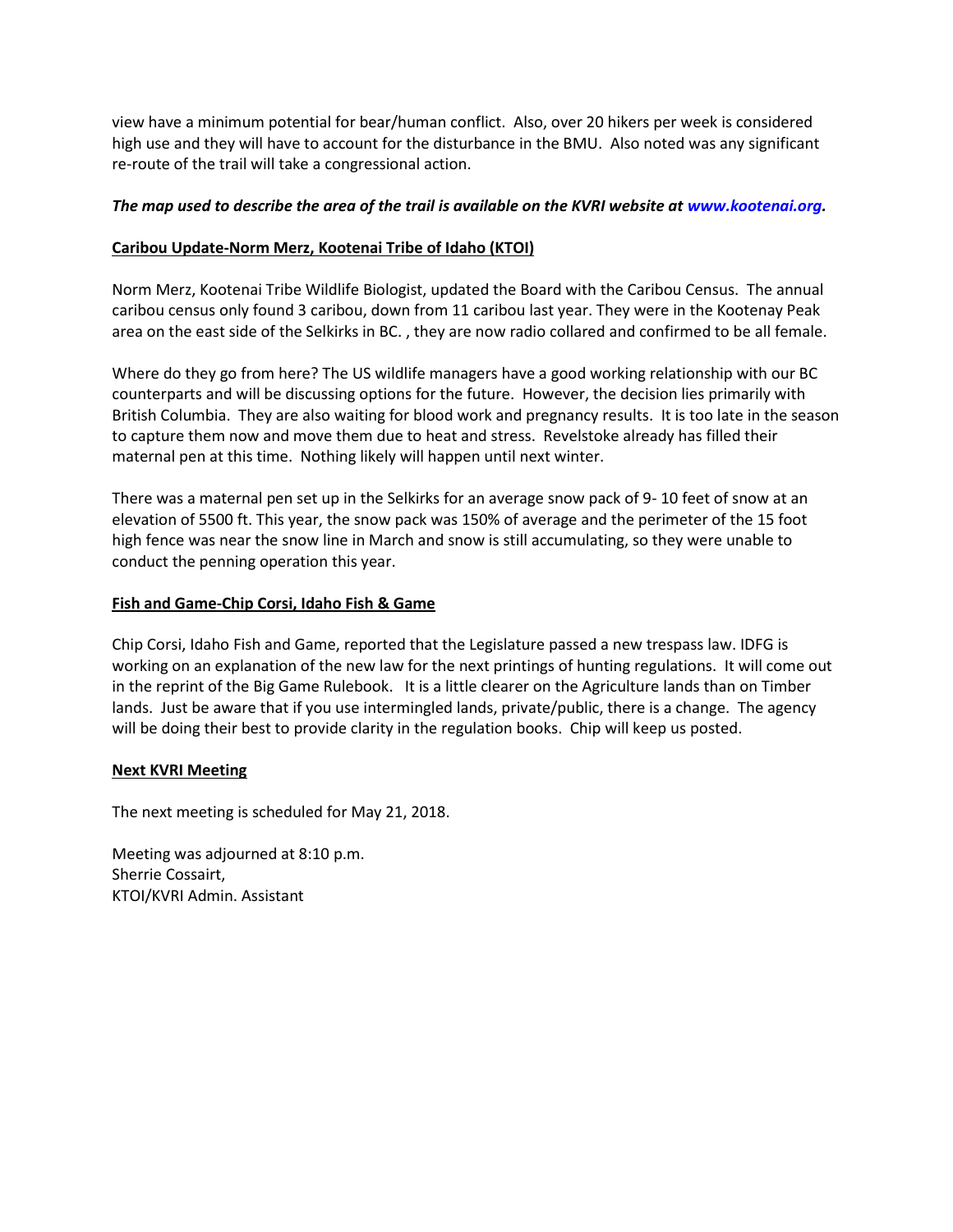view have a minimum potential for bear/human conflict. Also, over 20 hikers per week is considered high use and they will have to account for the disturbance in the BMU. Also noted was any significant re-route of the trail will take a congressional action.

***The map used to describe the area of the trail is available on the KVRI website at www.kootenai.org.***

**Caribou Update-Norm Merz, Kootenai Tribe of Idaho (KTOI)**

Norm Merz, Kootenai Tribe Wildlife Biologist, updated the Board with the Caribou Census. The annual caribou census only found 3 caribou, down from 11 caribou last year. They were in the Kootenay Peak area on the east side of the Selkirks in BC. , they are now radio collared and confirmed to be all female.

Where do they go from here? The US wildlife managers have a good working relationship with our BC counterparts and will be discussing options for the future. However, the decision lies primarily with British Columbia. They are also waiting for blood work and pregnancy results. It is too late in the season to capture them now and move them due to heat and stress. Revelstoke already has filled their maternal pen at this time. Nothing likely will happen until next winter.

There was a maternal pen set up in the Selkirks for an average snow pack of 9- 10 feet of snow at an elevation of 5500 ft. This year, the snow pack was 150% of average and the perimeter of the 15 foot high fence was near the snow line in March and snow is still accumulating, so they were unable to conduct the penning operation this year.

**Fish and Game-Chip Corsi, Idaho Fish & Game**

Chip Corsi, Idaho Fish and Game, reported that the Legislature passed a new trespass law. IDFG is working on an explanation of the new law for the next printings of hunting regulations. It will come out in the reprint of the Big Game Rulebook. It is a little clearer on the Agriculture lands than on Timber lands. Just be aware that if you use intermingled lands, private/public, there is a change. The agency will be doing their best to provide clarity in the regulation books. Chip will keep us posted.

**Next KVRI Meeting**

The next meeting is scheduled for May 21, 2018.

Meeting was adjourned at 8:10 p.m.
Sherrie Cossairt,
KTOI/KVRI Admin. Assistant